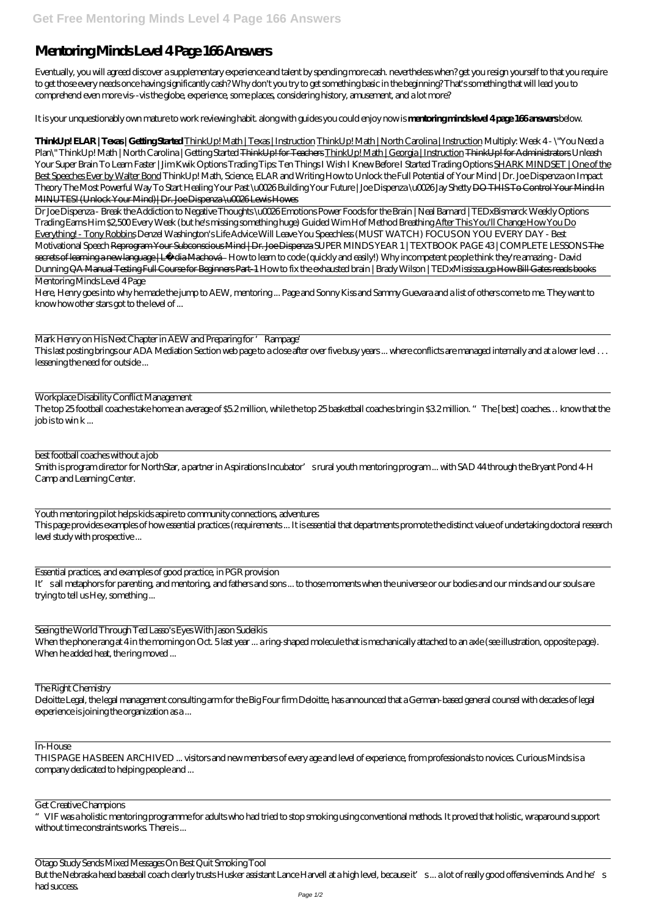# Mentoring Minds Level 4 Page 166 Answers

Eventually, you will agreed discover a supplementary experience and talent by spending more cash. nevertheless when? get you resign yourself to that you require to get those every needs once having significantly cash? Why don't you try to get something basic in the beginning? That's something that will lead you to comprehend even more vis--vis the globe, experience, some places, considering history, amusement, and a lot more?

It is your unquestionably own mature to work reviewing habit. along with guides you could enjoy now is **mentoring minds level 4 page 166 answers** below.

**ThinkUp! ELAR | Texas | Getting Started** ThinkUp! Math | Texas | Instruction ThinkUp! Math | North Carolina | Instruction *Multiply: Week 4 - \"You Need a Plan\"* *ThinkUp! Math | North Carolina | Getting Started* ~~ThinkUp! for Teachers~~ ThinkUp! Math | Georgia | Instruction ~~ThinkUp! for Administrators~~ *Unleash Your Super Brain To Learn Faster | Jim Kwik* *Options Trading Tips: Ten Things I Wish I Knew Before I Started Trading Options* SHARK MINDSET | One of the Best Speeches Ever by Walter Bond *ThinkUp! Math, Science, ELAR and Writing* *How to Unlock the Full Potential of Your Mind | Dr. Joe Dispenza on Impact Theory* *The Most Powerful Way To Start Healing Your Past \u0026 Building Your Future | Joe Dispenza \u0026 Jay Shetty* ~~DO THIS To Control Your Mind In MINUTES! (Unlock Your Mind) | Dr. Joe Dispenza \u0026 Lewis Howes~~

*Dr Joe Dispenza - Break the Addiction to Negative Thoughts \u0026 Emotions* *Power Foods for the Brain | Neal Barnard | TEDxBismarck* *Weekly Options Trading Earns Him $2,500 Every Week (but he's missing something huge)* *Guided Wim Hof Method Breathing* After This You'll Change How You Do Everything! - Tony Robbins *Denzel Washington's Life Advice Will Leave You Speechless (MUST WATCH)* *FOCUS ON YOU EVERY DAY - Best Motivational Speech* ~~Reprogram Your Subconscious Mind | Dr. Joe Dispenza~~ *SUPER MINDS YEAR 1 | TEXTBOOK PAGE 43 | COMPLETE LESSONS* ~~The secrets of learning a new language | Lýdia Machová~~ *How to learn to code (quickly and easily!)* *Why incompetent people think they're amazing - David Dunning* ~~QA Manual Testing Full Course for Beginners Part-1~~ *How to fix the exhausted brain | Brady Wilson | TEDxMississauga* ~~How Bill Gates reads books~~

Mentoring Minds Level 4 Page

Here, Henry goes into why he made the jump to AEW, mentoring ... Page and Sonny Kiss and Sammy Guevara and a list of others come to me. They want to know how other stars got to the level of ...

Mark Henry on His Next Chapter in AEW and Preparing for 'Rampage'

This last posting brings our ADA Mediation Section web page to a close after over five busy years ... where conflicts are managed internally and at a lower level . . . lessening the need for outside ...

Workplace Disability Conflict Management

The top 25 football coaches take home an average of $5.2 million, while the top 25 basketball coaches bring in $3.2 million. "The [best] coaches… know that the job is to win k ...

best football coaches without a job

Smith is program director for NorthStar, a partner in Aspirations Incubator's rural youth mentoring program ... with SAD 44 through the Bryant Pond 4-H Camp and Learning Center.

Youth mentoring pilot helps kids aspire to community connections, adventures

This page provides examples of how essential practices (requirements ... It is essential that departments promote the distinct value of undertaking doctoral research level study with prospective ...

Essential practices, and examples of good practice, in PGR provision

It's all metaphors for parenting, and mentoring, and fathers and sons ... to those moments when the universe or our bodies and our minds and our souls are trying to tell us Hey, something ...

Seeing the World Through Ted Lasso's Eyes With Jason Sudeikis

When the phone rang at 4 in the morning on Oct. 5 last year ... a ring-shaped molecule that is mechanically attached to an axle (see illustration, opposite page). When he added heat, the ring moved ...

The Right Chemistry

Deloitte Legal, the legal management consulting arm for the Big Four firm Deloitte, has announced that a German-based general counsel with decades of legal experience is joining the organization as a ...

In-House

THIS PAGE HAS BEEN ARCHIVED ... visitors and new members of every age and level of experience, from professionals to novices. Curious Minds is a company dedicated to helping people and ...

Get Creative Champions

"VIF was a holistic mentoring programme for adults who had tried to stop smoking using conventional methods. It proved that holistic, wraparound support without time constraints works. There is ...

Otago Study Sends Mixed Messages On Best Quit Smoking Tool

But the Nebraska head baseball coach clearly trusts Husker assistant Lance Harvell at a high level, because it's ... a lot of really good offensive minds. And he's had success.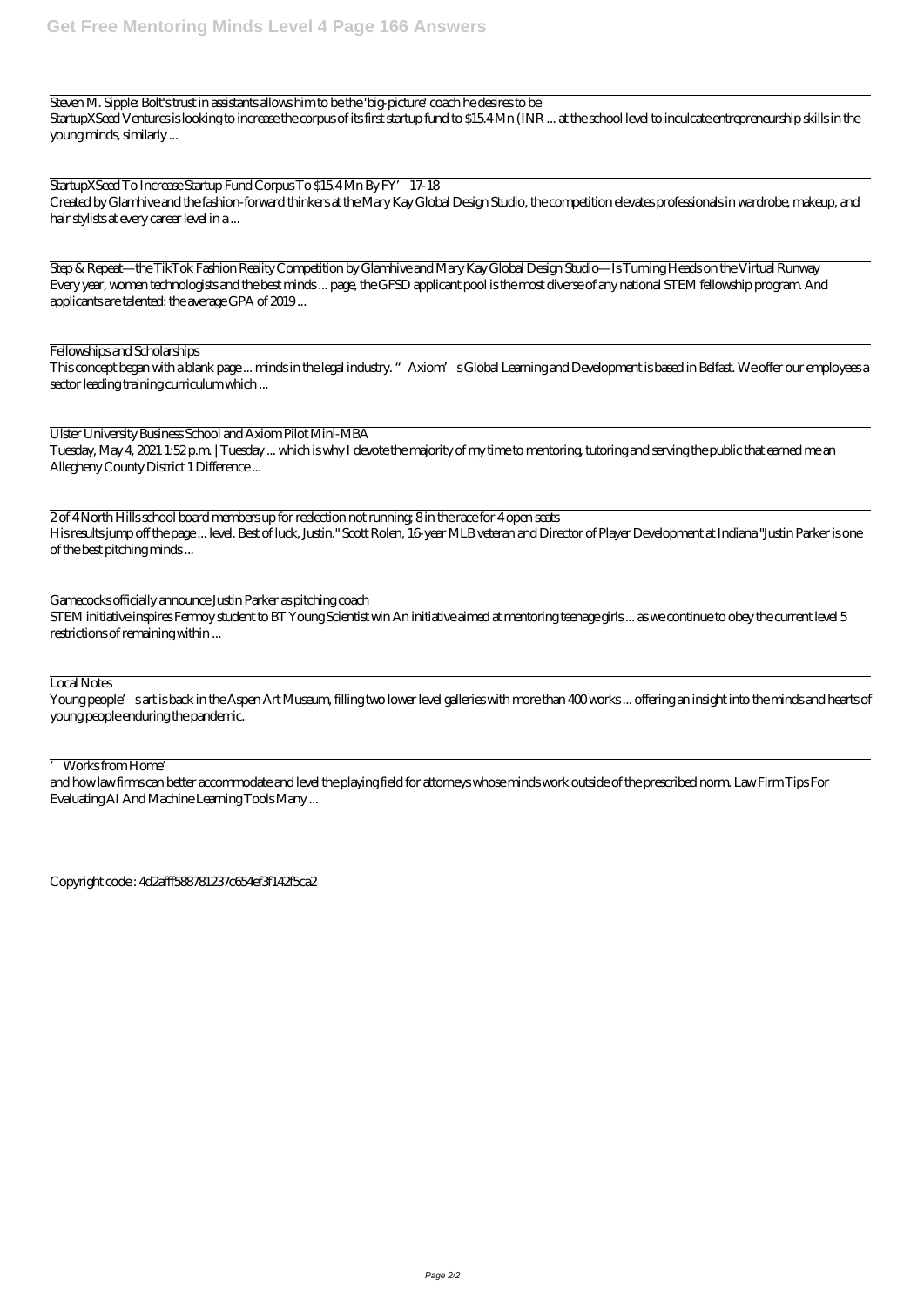Steven M. Sipple: Bolt's trust in assistants allows him to be the 'big-picture' coach he desires to be

StartupXSeed Ventures is looking to increase the corpus of its first startup fund to $15.4 Mn (INR ... at the school level to inculcate entrepreneurship skills in the young minds, similarly ...

StartupXSeed To Increase Startup Fund Corpus To $15.4 Mn By FY' 17-18

Created by Glamhive and the fashion-forward thinkers at the Mary Kay Global Design Studio, the competition elevates professionals in wardrobe, makeup, and hair stylists at every career level in a ...

Step & Repeat—the TikTok Fashion Reality Competition by Glamhive and Mary Kay Global Design Studio—Is Turning Heads on the Virtual Runway

Every year, women technologists and the best minds ... page, the GFSD applicant pool is the most diverse of any national STEM fellowship program. And applicants are talented: the average GPA of 2019 ...

Fellowships and Scholarships

This concept began with a blank page ... minds in the legal industry. "Axiom's Global Learning and Development is based in Belfast. We offer our employees a sector leading training curriculum which ...

Ulster University Business School and Axiom Pilot Mini-MBA

Tuesday, May 4, 2021 1:52 p.m. | Tuesday ... which is why I devote the majority of my time to mentoring, tutoring and serving the public that earned me an Allegheny County District 1 Difference ...

2 of 4 North Hills school board members up for reelection not running; 8 in the race for 4 open seats

His results jump off the page ... level. Best of luck, Justin." Scott Rolen, 16-year MLB veteran and Director of Player Development at Indiana "Justin Parker is one of the best pitching minds ...

Gamecocks officially announce Justin Parker as pitching coach

STEM initiative inspires Fermoy student to BT Young Scientist win An initiative aimed at mentoring teenage girls ... as we continue to obey the current level 5 restrictions of remaining within ...

Local Notes

Young people's art is back in the Aspen Art Museum, filling two lower level galleries with more than 400 works ... offering an insight into the minds and hearts of young people enduring the pandemic.

'Works from Home'

and how law firms can better accommodate and level the playing field for attorneys whose minds work outside of the prescribed norm. Law Firm Tips For Evaluating AI And Machine Learning Tools Many ...

Copyright code : 4d2afff588781237c654ef3f142f5ca2